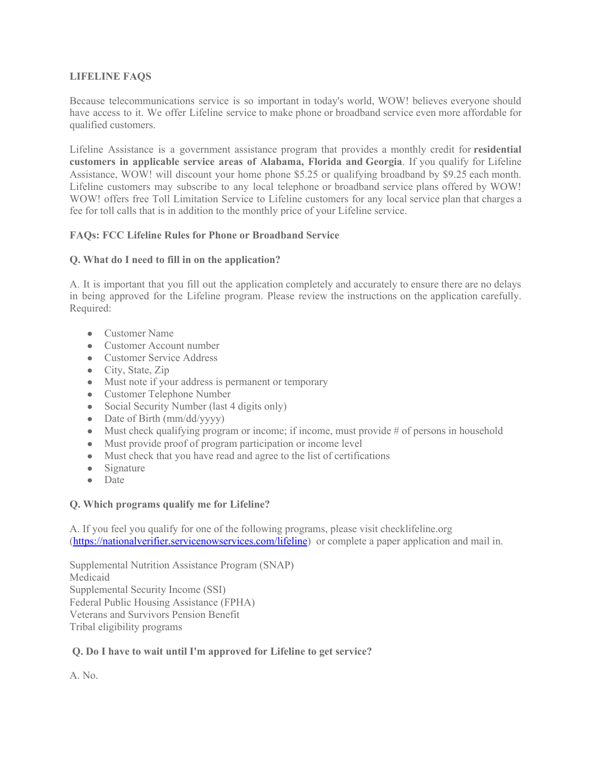**LIFELINE FAQS**

Because telecommunications service is so important in today's world, WOW! believes everyone should have access to it. We offer Lifeline service to make phone or broadband service even more affordable for qualified customers.

Lifeline Assistance is a government assistance program that provides a monthly credit for **residential customers in applicable service areas of Alabama, Florida and Georgia**. If you qualify for Lifeline Assistance, WOW! will discount your home phone $5.25 or qualifying broadband by $9.25 each month. Lifeline customers may subscribe to any local telephone or broadband service plans offered by WOW! WOW! offers free Toll Limitation Service to Lifeline customers for any local service plan that charges a fee for toll calls that is in addition to the monthly price of your Lifeline service.

**FAQs: FCC Lifeline Rules for Phone or Broadband Service**

**Q. What do I need to fill in on the application?**

A. It is important that you fill out the application completely and accurately to ensure there are no delays in being approved for the Lifeline program. Please review the instructions on the application carefully. Required:

- Customer Name
- Customer Account number
- Customer Service Address
- City, State, Zip
- Must note if your address is permanent or temporary
- Customer Telephone Number
- Social Security Number (last 4 digits only)
- Date of Birth (mm/dd/yyyy)
- Must check qualifying program or income; if income, must provide # of persons in household
- Must provide proof of program participation or income level
- Must check that you have read and agree to the list of certifications
- Signature
- Date

**Q. Which programs qualify me for Lifeline?**

A. If you feel you qualify for one of the following programs, please visit checklifeline.org ([https://nationalverifier.servicenowservices.com/lifeline](https://nationalverifier.servicenowservices.com/lifeline)) or complete a paper application and mail in.

Supplemental Nutrition Assistance Program (SNAP)
Medicaid
Supplemental Security Income (SSI)
Federal Public Housing Assistance (FPHA)
Veterans and Survivors Pension Benefit
Tribal eligibility programs

**Q. Do I have to wait until I'm approved for Lifeline to get service?**

A. No.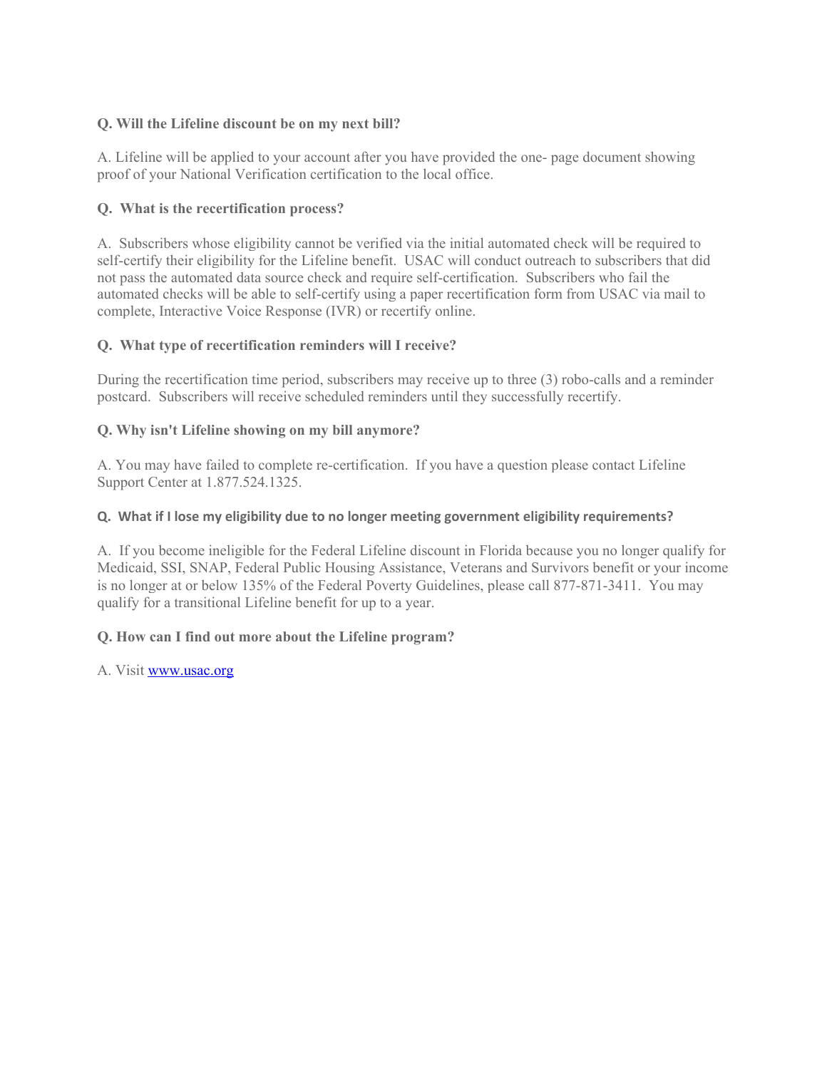**Q. Will the Lifeline discount be on my next bill?**

A. Lifeline will be applied to your account after you have provided the one- page document showing proof of your National Verification certification to the local office.

**Q. What is the recertification process?**

A. Subscribers whose eligibility cannot be verified via the initial automated check will be required to self-certify their eligibility for the Lifeline benefit. USAC will conduct outreach to subscribers that did not pass the automated data source check and require self-certification. Subscribers who fail the automated checks will be able to self-certify using a paper recertification form from USAC via mail to complete, Interactive Voice Response (IVR) or recertify online.

**Q. What type of recertification reminders will I receive?**

During the recertification time period, subscribers may receive up to three (3) robo-calls and a reminder postcard. Subscribers will receive scheduled reminders until they successfully recertify.

**Q. Why isn't Lifeline showing on my bill anymore?**

A. You may have failed to complete re-certification. If you have a question please contact Lifeline Support Center at 1.877.524.1325.

**Q. What if I lose my eligibility due to no longer meeting government eligibility requirements?**

A. If you become ineligible for the Federal Lifeline discount in Florida because you no longer qualify for Medicaid, SSI, SNAP, Federal Public Housing Assistance, Veterans and Survivors benefit or your income is no longer at or below 135% of the Federal Poverty Guidelines, please call 877-871-3411. You may qualify for a transitional Lifeline benefit for up to a year.

**Q. How can I find out more about the Lifeline program?**

A. Visit [www.usac.org](http://www.usac.org)